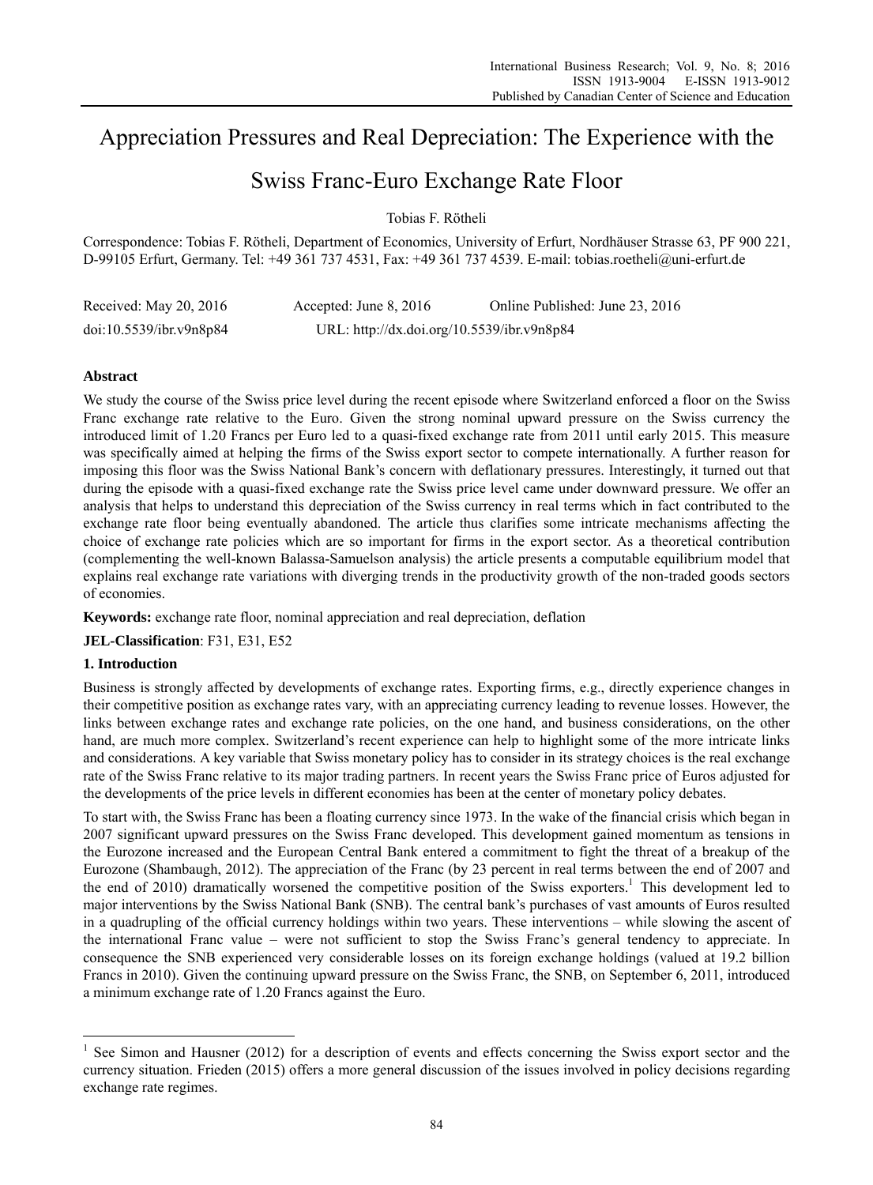# Appreciation Pressures and Real Depreciation: The Experience with the Swiss Franc-Euro Exchange Rate Floor

Tobias F. Rötheli

Correspondence: Tobias F. Rötheli, Department of Economics, University of Erfurt, Nordhäuser Strasse 63, PF 900 221, D-99105 Erfurt, Germany. Tel: +49 361 737 4531, Fax: +49 361 737 4539. E-mail: tobias.roetheli@uni-erfurt.de

Received: May 20, 2016 Accepted: June 8, 2016 Online Published: June 23, 2016

doi:10.5539/ibr.v9n8p84 URL: http://dx.doi.org/10.5539/ibr.v9n8p84

## Abstract

We study the course of the Swiss price level during the recent episode where Switzerland enforced a floor on the Swiss Franc exchange rate relative to the Euro. Given the strong nominal upward pressure on the Swiss currency the introduced limit of 1.20 Francs per Euro led to a quasi-fixed exchange rate from 2011 until early 2015. This measure was specifically aimed at helping the firms of the Swiss export sector to compete internationally. A further reason for imposing this floor was the Swiss National Bank's concern with deflationary pressures. Interestingly, it turned out that during the episode with a quasi-fixed exchange rate the Swiss price level came under downward pressure. We offer an analysis that helps to understand this depreciation of the Swiss currency in real terms which in fact contributed to the exchange rate floor being eventually abandoned. The article thus clarifies some intricate mechanisms affecting the choice of exchange rate policies which are so important for firms in the export sector. As a theoretical contribution (complementing the well-known Balassa-Samuelson analysis) the article presents a computable equilibrium model that explains real exchange rate variations with diverging trends in the productivity growth of the non-traded goods sectors of economies.

**Keywords:** exchange rate floor, nominal appreciation and real depreciation, deflation

**JEL-Classification**: F31, E31, E52

## 1. Introduction

Business is strongly affected by developments of exchange rates. Exporting firms, e.g., directly experience changes in their competitive position as exchange rates vary, with an appreciating currency leading to revenue losses. However, the links between exchange rates and exchange rate policies, on the one hand, and business considerations, on the other hand, are much more complex. Switzerland's recent experience can help to highlight some of the more intricate links and considerations. A key variable that Swiss monetary policy has to consider in its strategy choices is the real exchange rate of the Swiss Franc relative to its major trading partners. In recent years the Swiss Franc price of Euros adjusted for the developments of the price levels in different economies has been at the center of monetary policy debates.

To start with, the Swiss Franc has been a floating currency since 1973. In the wake of the financial crisis which began in 2007 significant upward pressures on the Swiss Franc developed. This development gained momentum as tensions in the Eurozone increased and the European Central Bank entered a commitment to fight the threat of a breakup of the Eurozone (Shambaugh, 2012). The appreciation of the Franc (by 23 percent in real terms between the end of 2007 and the end of 2010) dramatically worsened the competitive position of the Swiss exporters.[1] This development led to major interventions by the Swiss National Bank (SNB). The central bank's purchases of vast amounts of Euros resulted in a quadrupling of the official currency holdings within two years. These interventions – while slowing the ascent of the international Franc value – were not sufficient to stop the Swiss Franc's general tendency to appreciate. In consequence the SNB experienced very considerable losses on its foreign exchange holdings (valued at 19.2 billion Francs in 2010). Given the continuing upward pressure on the Swiss Franc, the SNB, on September 6, 2011, introduced a minimum exchange rate of 1.20 Francs against the Euro.

[1] See Simon and Hausner (2012) for a description of events and effects concerning the Swiss export sector and the currency situation. Frieden (2015) offers a more general discussion of the issues involved in policy decisions regarding exchange rate regimes.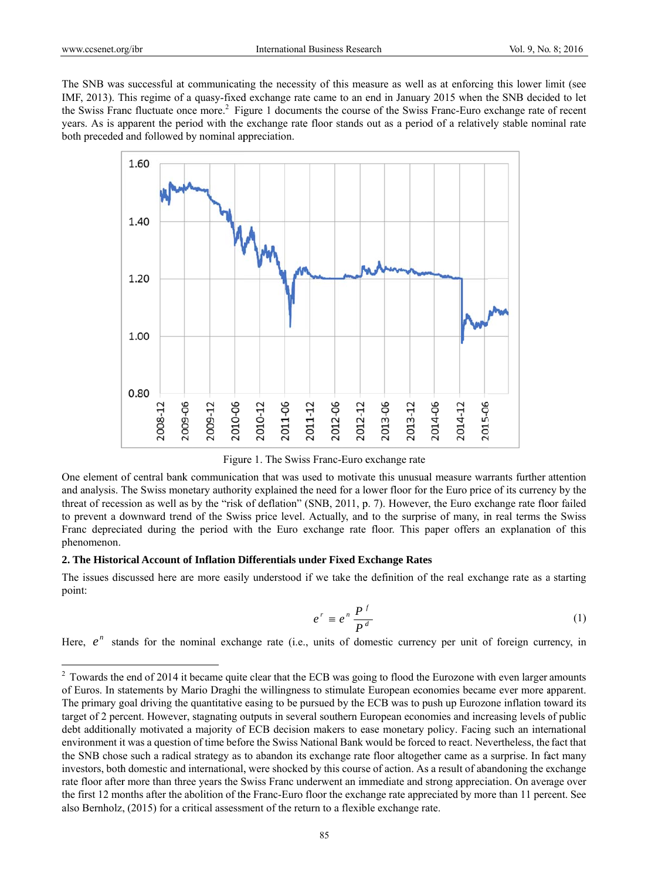The SNB was successful at communicating the necessity of this measure as well as at enforcing this lower limit (see IMF, 2013). This regime of a quasy-fixed exchange rate came to an end in January 2015 when the SNB decided to let the Swiss Franc fluctuate once more.[2] Figure 1 documents the course of the Swiss Franc-Euro exchange rate of recent years. As is apparent the period with the exchange rate floor stands out as a period of a relatively stable nominal rate both preceded and followed by nominal appreciation.

Figure 1. The Swiss Franc-Euro exchange rate

One element of central bank communication that was used to motivate this unusual measure warrants further attention and analysis. The Swiss monetary authority explained the need for a lower floor for the Euro price of its currency by the threat of recession as well as by the "risk of deflation" (SNB, 2011, p. 7). However, the Euro exchange rate floor failed to prevent a downward trend of the Swiss price level. Actually, and to the surprise of many, in real terms the Swiss Franc depreciated during the period with the Euro exchange rate floor. This paper offers an explanation of this phenomenon.

## 2. The Historical Account of Inflation Differentials under Fixed Exchange Rates

The issues discussed here are more easily understood if we take the definition of the real exchange rate as a starting point:

$$e^r \equiv e^n \frac{P^f}{P^d} \tag{1}$$

Here, $e^n$ stands for the nominal exchange rate (i.e., units of domestic currency per unit of foreign currency, in

---

[2] Towards the end of 2014 it became quite clear that the ECB was going to flood the Eurozone with even larger amounts of Euros. In statements by Mario Draghi the willingness to stimulate European economies became ever more apparent. The primary goal driving the quantitative easing to be pursued by the ECB was to push up Eurozone inflation toward its target of 2 percent. However, stagnating outputs in several southern European economies and increasing levels of public debt additionally motivated a majority of ECB decision makers to ease monetary policy. Facing such an international environment it was a question of time before the Swiss National Bank would be forced to react. Nevertheless, the fact that the SNB chose such a radical strategy as to abandon its exchange rate floor altogether came as a surprise. In fact many investors, both domestic and international, were shocked by this course of action. As a result of abandoning the exchange rate floor after more than three years the Swiss Franc underwent an immediate and strong appreciation. On average over the first 12 months after the abolition of the Franc-Euro floor the exchange rate appreciated by more than 11 percent. See also Bernholz, (2015) for a critical assessment of the return to a flexible exchange rate.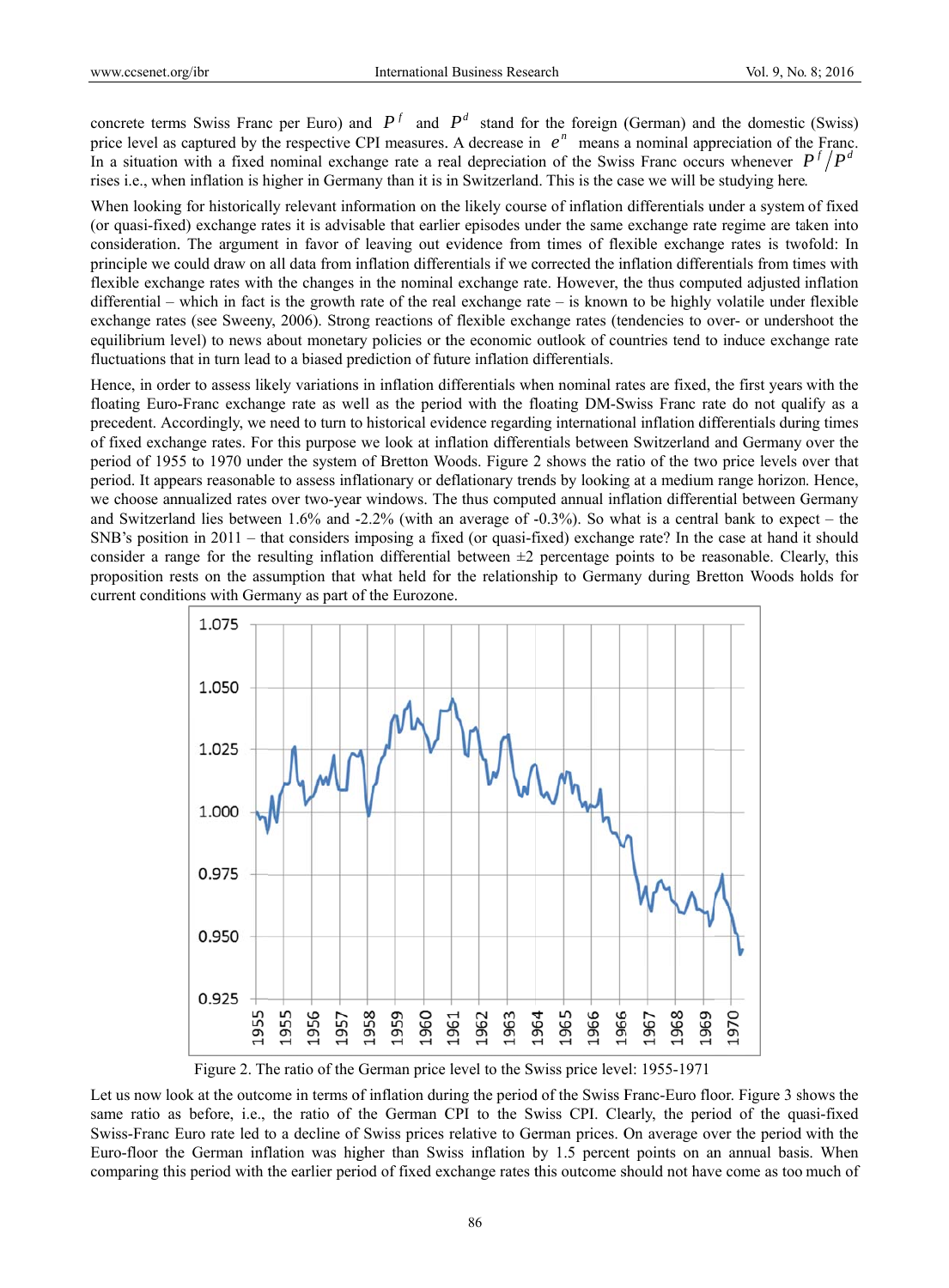concrete terms Swiss Franc per Euro) and $P^f$ and $P^d$ stand for the foreign (German) and the domestic (Swiss) price level as captured by the respective CPI measures. A decrease in $e^n$ means a nominal appreciation of the Franc. In a situation with a fixed nominal exchange rate a real depreciation of the Swiss Franc occurs whenever $P^f/P^d$ rises i.e., when inflation is higher in Germany than it is in Switzerland. This is the case we will be studying here.

When looking for historically relevant information on the likely course of inflation differentials under a system of fixed (or quasi-fixed) exchange rates it is advisable that earlier episodes under the same exchange rate regime are taken into consideration. The argument in favor of leaving out evidence from times of flexible exchange rates is twofold: In principle we could draw on all data from inflation differentials if we corrected the inflation differentials from times with flexible exchange rates with the changes in the nominal exchange rate. However, the thus computed adjusted inflation differential – which in fact is the growth rate of the real exchange rate – is known to be highly volatile under flexible exchange rates (see Sweeny, 2006). Strong reactions of flexible exchange rates (tendencies to over- or undershoot the equilibrium level) to news about monetary policies or the economic outlook of countries tend to induce exchange rate fluctuations that in turn lead to a biased prediction of future inflation differentials.

Hence, in order to assess likely variations in inflation differentials when nominal rates are fixed, the first years with the floating Euro-Franc exchange rate as well as the period with the floating DM-Swiss Franc rate do not qualify as a precedent. Accordingly, we need to turn to historical evidence regarding international inflation differentials during times of fixed exchange rates. For this purpose we look at inflation differentials between Switzerland and Germany over the period of 1955 to 1970 under the system of Bretton Woods. Figure 2 shows the ratio of the two price levels over that period. It appears reasonable to assess inflationary or deflationary trends by looking at a medium range horizon. Hence, we choose annualized rates over two-year windows. The thus computed annual inflation differential between Germany and Switzerland lies between 1.6% and -2.2% (with an average of -0.3%). So what is a central bank to expect – the SNB's position in 2011 – that considers imposing a fixed (or quasi-fixed) exchange rate? In the case at hand it should consider a range for the resulting inflation differential between ±2 percentage points to be reasonable. Clearly, this proposition rests on the assumption that what held for the relationship to Germany during Bretton Woods holds for current conditions with Germany as part of the Eurozone.

Figure 2. The ratio of the German price level to the Swiss price level: 1955-1971

Let us now look at the outcome in terms of inflation during the period of the Swiss Franc-Euro floor. Figure 3 shows the same ratio as before, i.e., the ratio of the German CPI to the Swiss CPI. Clearly, the period of the quasi-fixed Swiss-Franc Euro rate led to a decline of Swiss prices relative to German prices. On average over the period with the Euro-floor the German inflation was higher than Swiss inflation by 1.5 percent points on an annual basis. When comparing this period with the earlier period of fixed exchange rates this outcome should not have come as too much of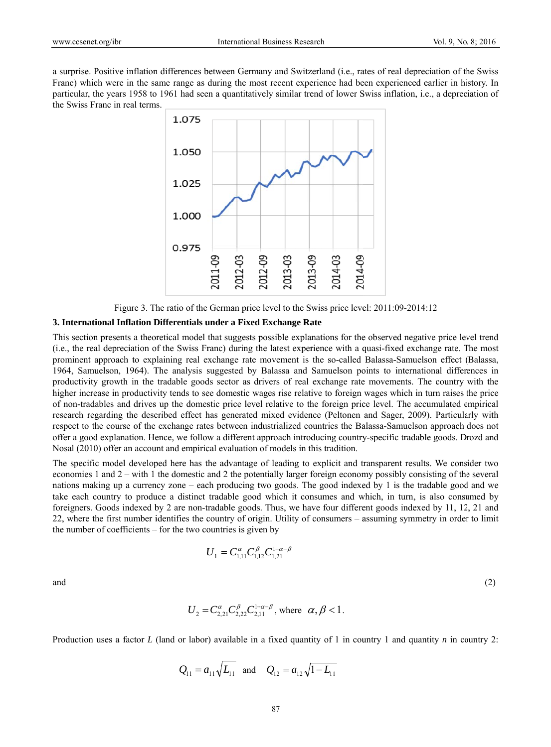a surprise. Positive inflation differences between Germany and Switzerland (i.e., rates of real depreciation of the Swiss Franc) which were in the same range as during the most recent experience had been experienced earlier in history. In particular, the years 1958 to 1961 had seen a quantitatively similar trend of lower Swiss inflation, i.e., a depreciation of the Swiss Franc in real terms.

Figure 3. The ratio of the German price level to the Swiss price level: 2011:09-2014:12

### 3. International Inflation Differentials under a Fixed Exchange Rate

This section presents a theoretical model that suggests possible explanations for the observed negative price level trend (i.e., the real depreciation of the Swiss Franc) during the latest experience with a quasi-fixed exchange rate. The most prominent approach to explaining real exchange rate movement is the so-called Balassa-Samuelson effect (Balassa, 1964, Samuelson, 1964). The analysis suggested by Balassa and Samuelson points to international differences in productivity growth in the tradable goods sector as drivers of real exchange rate movements. The country with the higher increase in productivity tends to see domestic wages rise relative to foreign wages which in turn raises the price of non-tradables and drives up the domestic price level relative to the foreign price level. The accumulated empirical research regarding the described effect has generated mixed evidence (Peltonen and Sager, 2009). Particularly with respect to the course of the exchange rates between industrialized countries the Balassa-Samuelson approach does not offer a good explanation. Hence, we follow a different approach introducing country-specific tradable goods. Drozd and Nosal (2010) offer an account and empirical evaluation of models in this tradition.

The specific model developed here has the advantage of leading to explicit and transparent results. We consider two economies 1 and 2 – with 1 the domestic and 2 the potentially larger foreign economy possibly consisting of the several nations making up a currency zone – each producing two goods. The good indexed by 1 is the tradable good and we take each country to produce a distinct tradable good which it consumes and which, in turn, is also consumed by foreigners. Goods indexed by 2 are non-tradable goods. Thus, we have four different goods indexed by 11, 12, 21 and 22, where the first number identifies the country of origin. Utility of consumers – assuming symmetry in order to limit the number of coefficients – for the two countries is given by

$$U_1 = C_{1,11}^{\alpha} C_{1,12}^{\beta} C_{1,21}^{1-\alpha-\beta}$$

and (2)

$$U_2 = C_{2,21}^{\alpha} C_{2,22}^{\beta} C_{2,11}^{1-\alpha-\beta}, \text{ where } \alpha, \beta < 1.$$

Production uses a factor $L$ (land or labor) available in a fixed quantity of 1 in country 1 and quantity $n$ in country 2:

$$Q_{11} = a_{11}\sqrt{L_{11}} \quad \text{and} \quad Q_{12} = a_{12}\sqrt{1-L_{11}}$$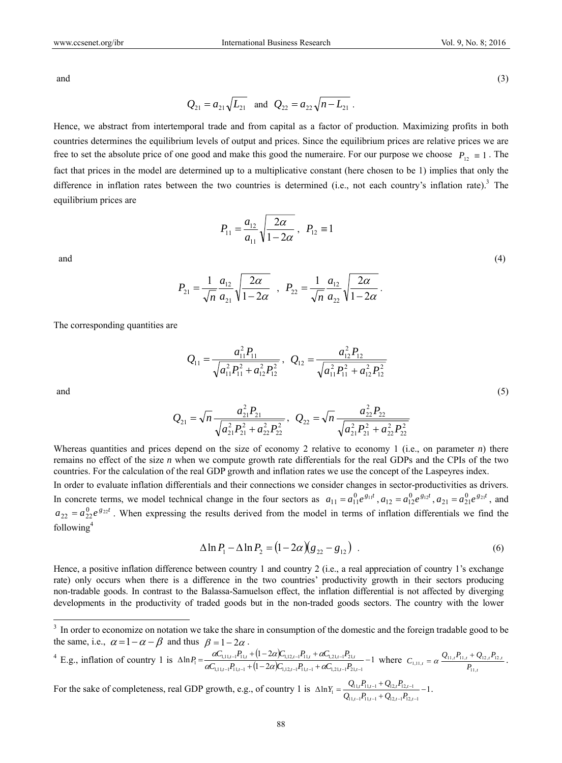and (3)

$$Q_{21} = a_{21}\sqrt{L_{21}} \quad \text{and} \quad Q_{22} = a_{22}\sqrt{n - L_{21}} .$$

Hence, we abstract from intertemporal trade and from capital as a factor of production. Maximizing profits in both countries determines the equilibrium levels of output and prices. Since the equilibrium prices are relative prices we are free to set the absolute price of one good and make this good the numeraire. For our purpose we choose $P_{12} \equiv 1$. The fact that prices in the model are determined up to a multiplicative constant (here chosen to be 1) implies that only the difference in inflation rates between the two countries is determined (i.e., not each country's inflation rate).[3] The equilibrium prices are

$$P_{11} = \frac{a_{12}}{a_{11}}\sqrt{\frac{2\alpha}{1-2\alpha}} , \quad P_{12} \equiv 1$$

and (4)

$$P_{21} = \frac{1}{\sqrt{n}}\frac{a_{12}}{a_{21}}\sqrt{\frac{2\alpha}{1-2\alpha}} \quad , \quad P_{22} = \frac{1}{\sqrt{n}}\frac{a_{12}}{a_{22}}\sqrt{\frac{2\alpha}{1-2\alpha}} .$$

The corresponding quantities are

$$Q_{11} = \frac{a_{11}^2 P_{11}}{\sqrt{a_{11}^2 P_{11}^2 + a_{12}^2 P_{12}^2}} , \quad Q_{12} = \frac{a_{12}^2 P_{12}}{\sqrt{a_{11}^2 P_{11}^2 + a_{12}^2 P_{12}^2}}$$

and (5)

$$Q_{21} = \sqrt{n}\frac{a_{21}^2 P_{21}}{\sqrt{a_{21}^2 P_{21}^2 + a_{22}^2 P_{22}^2}} , \quad Q_{22} = \sqrt{n}\frac{a_{22}^2 P_{22}}{\sqrt{a_{21}^2 P_{21}^2 + a_{22}^2 P_{22}^2}}$$

Whereas quantities and prices depend on the size of economy 2 relative to economy 1 (i.e., on parameter *n*) there remains no effect of the size *n* when we compute growth rate differentials for the real GDPs and the CPIs of the two countries. For the calculation of the real GDP growth and inflation rates we use the concept of the Laspeyres index.

In order to evaluate inflation differentials and their connections we consider changes in sector-productivities as drivers. In concrete terms, we model technical change in the four sectors as $a_{11} = a_{11}^0 e^{g_{11}t}$, $a_{12} = a_{12}^0 e^{g_{12}t}$, $a_{21} = a_{21}^0 e^{g_{21}t}$, and $a_{22} = a_{22}^0 e^{g_{22}t}$. When expressing the results derived from the model in terms of inflation differentials we find the following[4]

$$\Delta \ln P_1 - \Delta \ln P_2 = (1-2\alpha)(g_{22} - g_{12}) \quad . \tag{6}$$

Hence, a positive inflation difference between country 1 and country 2 (i.e., a real appreciation of country 1's exchange rate) only occurs when there is a difference in the two countries' productivity growth in their sectors producing non-tradable goods. In contrast to the Balassa-Samuelson effect, the inflation differential is not affected by diverging developments in the productivity of traded goods but in the non-traded goods sectors. The country with the lower

---

[3] In order to economize on notation we take the share in consumption of the domestic and the foreign tradable good to be the same, i.e., $\alpha = 1 - \alpha - \beta$ and thus $\beta = 1 - 2\alpha$.

[4] E.g., inflation of country 1 is $\Delta \ln P_1 = \frac{\alpha C_{1,11,t-1}P_{11,t} + (1-2\alpha)C_{1,12,t-1}P_{11,t} + \alpha C_{1,21,t-1}P_{21,t}}{\alpha C_{1,11,t-1}P_{11,t-1} + (1-2\alpha)C_{1,12,t-1}P_{11,t-1} + \alpha C_{1,21,t-1}P_{21,t-1}} - 1$ where $C_{1,11,t} = \alpha \frac{Q_{11,t}P_{11,t} + Q_{12,t}P_{12,t}}{P_{11,t}}$.

For the sake of completeness, real GDP growth, e.g., of country 1 is $\Delta \ln Y_1 = \frac{Q_{11,t}P_{11,t-1} + Q_{12,t}P_{12,t-1}}{Q_{11,t-1}P_{11,t-1} + Q_{12,t-1}P_{12,t-1}} - 1$.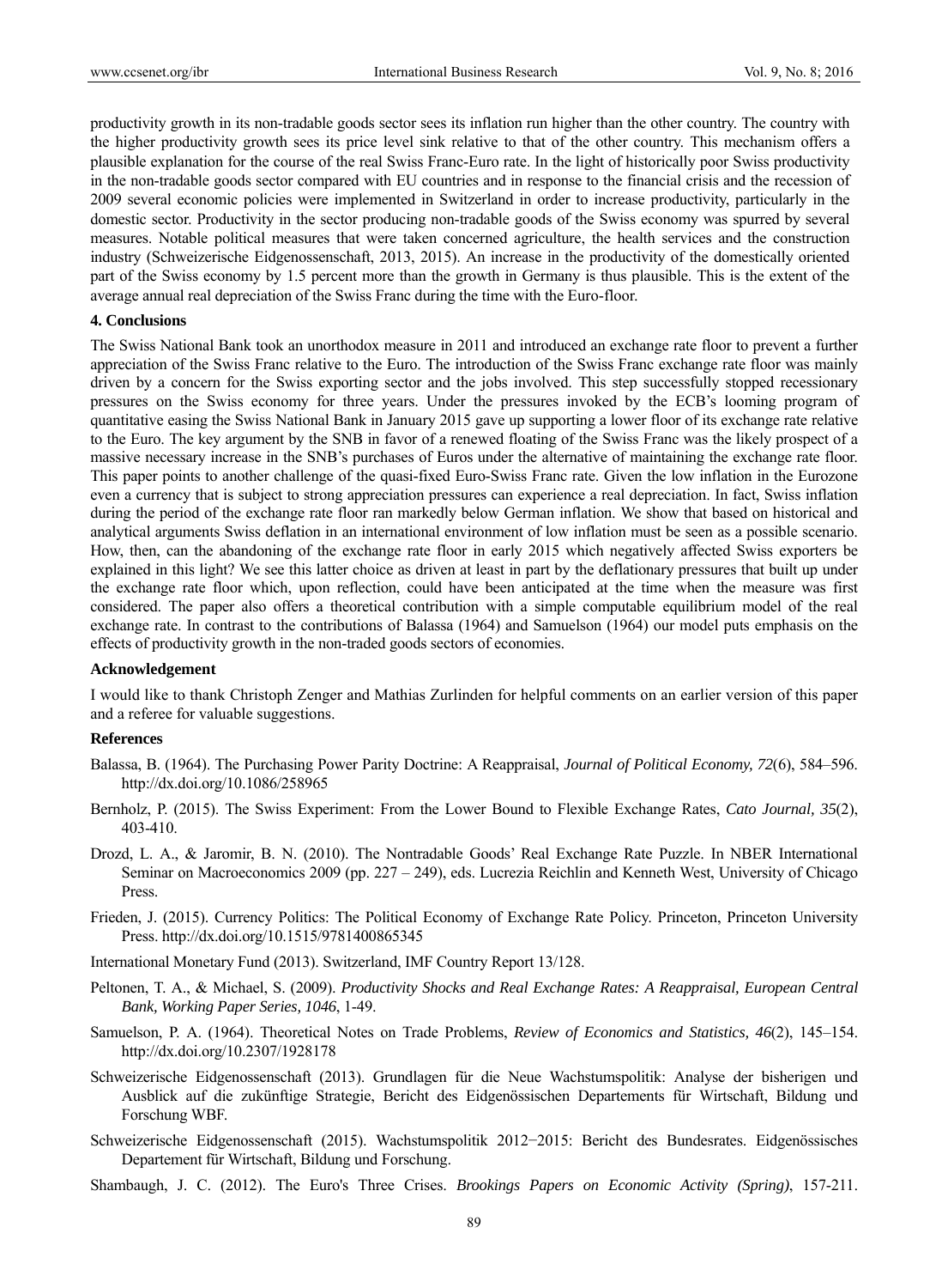productivity growth in its non-tradable goods sector sees its inflation run higher than the other country. The country with the higher productivity growth sees its price level sink relative to that of the other country. This mechanism offers a plausible explanation for the course of the real Swiss Franc-Euro rate. In the light of historically poor Swiss productivity in the non-tradable goods sector compared with EU countries and in response to the financial crisis and the recession of 2009 several economic policies were implemented in Switzerland in order to increase productivity, particularly in the domestic sector. Productivity in the sector producing non-tradable goods of the Swiss economy was spurred by several measures. Notable political measures that were taken concerned agriculture, the health services and the construction industry (Schweizerische Eidgenossenschaft, 2013, 2015). An increase in the productivity of the domestically oriented part of the Swiss economy by 1.5 percent more than the growth in Germany is thus plausible. This is the extent of the average annual real depreciation of the Swiss Franc during the time with the Euro-floor.

## 4. Conclusions

The Swiss National Bank took an unorthodox measure in 2011 and introduced an exchange rate floor to prevent a further appreciation of the Swiss Franc relative to the Euro. The introduction of the Swiss Franc exchange rate floor was mainly driven by a concern for the Swiss exporting sector and the jobs involved. This step successfully stopped recessionary pressures on the Swiss economy for three years. Under the pressures invoked by the ECB's looming program of quantitative easing the Swiss National Bank in January 2015 gave up supporting a lower floor of its exchange rate relative to the Euro. The key argument by the SNB in favor of a renewed floating of the Swiss Franc was the likely prospect of a massive necessary increase in the SNB's purchases of Euros under the alternative of maintaining the exchange rate floor. This paper points to another challenge of the quasi-fixed Euro-Swiss Franc rate. Given the low inflation in the Eurozone even a currency that is subject to strong appreciation pressures can experience a real depreciation. In fact, Swiss inflation during the period of the exchange rate floor ran markedly below German inflation. We show that based on historical and analytical arguments Swiss deflation in an international environment of low inflation must be seen as a possible scenario. How, then, can the abandoning of the exchange rate floor in early 2015 which negatively affected Swiss exporters be explained in this light? We see this latter choice as driven at least in part by the deflationary pressures that built up under the exchange rate floor which, upon reflection, could have been anticipated at the time when the measure was first considered. The paper also offers a theoretical contribution with a simple computable equilibrium model of the real exchange rate. In contrast to the contributions of Balassa (1964) and Samuelson (1964) our model puts emphasis on the effects of productivity growth in the non-traded goods sectors of economies.

## Acknowledgement

I would like to thank Christoph Zenger and Mathias Zurlinden for helpful comments on an earlier version of this paper and a referee for valuable suggestions.

## References

Balassa, B. (1964). The Purchasing Power Parity Doctrine: A Reappraisal, *Journal of Political Economy, 72*(6), 584–596. http://dx.doi.org/10.1086/258965

Bernholz, P. (2015). The Swiss Experiment: From the Lower Bound to Flexible Exchange Rates, *Cato Journal, 35*(2), 403-410.

Drozd, L. A., & Jaromir, B. N. (2010). The Nontradable Goods' Real Exchange Rate Puzzle. In NBER International Seminar on Macroeconomics 2009 (pp. 227 – 249), eds. Lucrezia Reichlin and Kenneth West, University of Chicago Press.

Frieden, J. (2015). Currency Politics: The Political Economy of Exchange Rate Policy. Princeton, Princeton University Press. http://dx.doi.org/10.1515/9781400865345

International Monetary Fund (2013). Switzerland, IMF Country Report 13/128.

Peltonen, T. A., & Michael, S. (2009). *Productivity Shocks and Real Exchange Rates: A Reappraisal, European Central Bank, Working Paper Series, 1046*, 1-49.

Samuelson, P. A. (1964). Theoretical Notes on Trade Problems, *Review of Economics and Statistics, 46*(2), 145–154. http://dx.doi.org/10.2307/1928178

Schweizerische Eidgenossenschaft (2013). Grundlagen für die Neue Wachstumspolitik: Analyse der bisherigen und Ausblick auf die zukünftige Strategie, Bericht des Eidgenössischen Departements für Wirtschaft, Bildung und Forschung WBF.

Schweizerische Eidgenossenschaft (2015). Wachstumspolitik 2012−2015: Bericht des Bundesrates. Eidgenössisches Departement für Wirtschaft, Bildung und Forschung.

Shambaugh, J. C. (2012). The Euro's Three Crises. *Brookings Papers on Economic Activity (Spring)*, 157-211.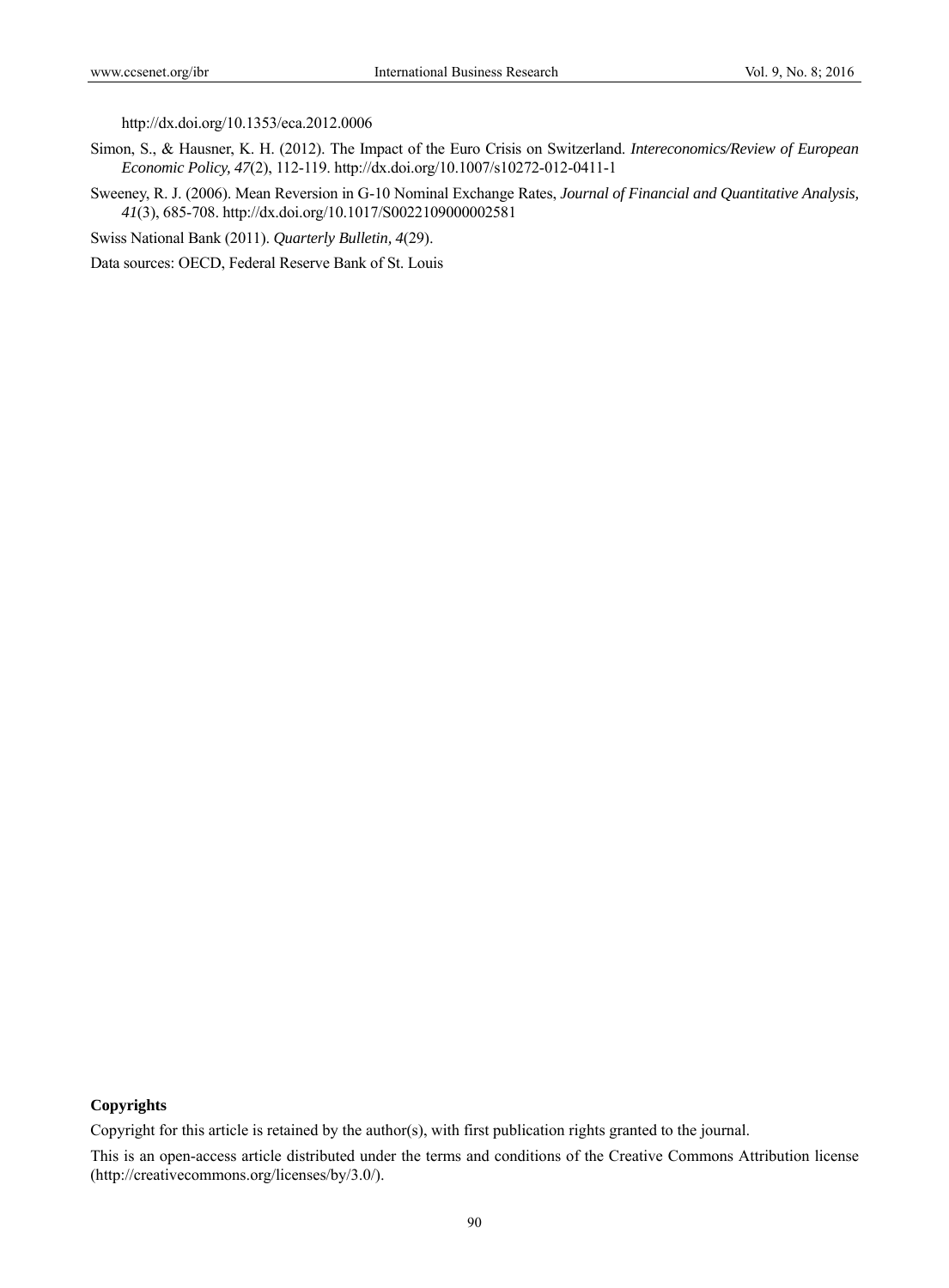http://dx.doi.org/10.1353/eca.2012.0006

Simon, S., & Hausner, K. H. (2012). The Impact of the Euro Crisis on Switzerland. *Intereconomics/Review of European Economic Policy, 47*(2), 112-119. http://dx.doi.org/10.1007/s10272-012-0411-1

Sweeney, R. J. (2006). Mean Reversion in G-10 Nominal Exchange Rates, *Journal of Financial and Quantitative Analysis, 41*(3), 685-708. http://dx.doi.org/10.1017/S0022109000002581

Swiss National Bank (2011). *Quarterly Bulletin, 4*(29).

Data sources: OECD, Federal Reserve Bank of St. Louis

**Copyrights**

Copyright for this article is retained by the author(s), with first publication rights granted to the journal.

This is an open-access article distributed under the terms and conditions of the Creative Commons Attribution license (http://creativecommons.org/licenses/by/3.0/).